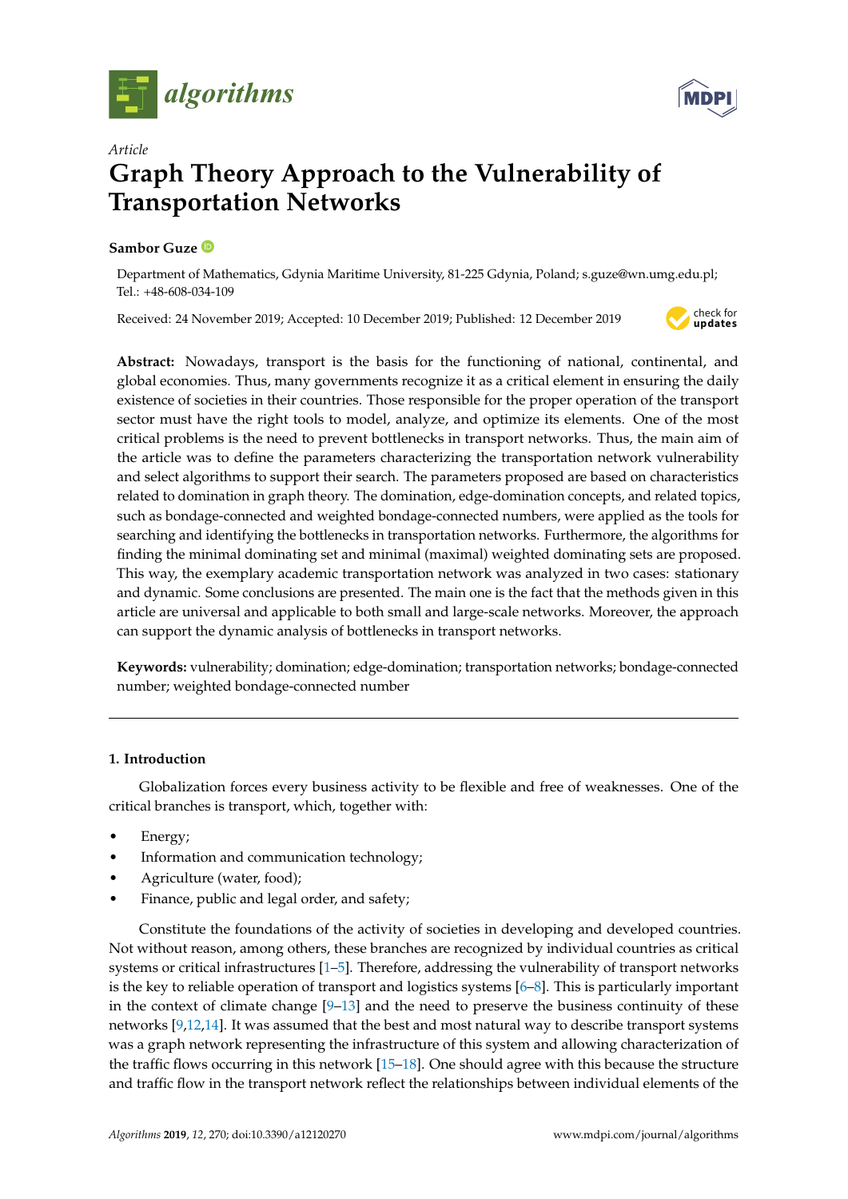*algorithms*

Article

# Graph Theory Approach to the Vulnerability of Transportation Networks

**Sambor Guze**

Department of Mathematics, Gdynia Maritime University, 81-225 Gdynia, Poland; s.guze@wn.umg.edu.pl; Tel.: +48-608-034-109

Received: 24 November 2019; Accepted: 10 December 2019; Published: 12 December 2019

**Abstract:** Nowadays, transport is the basis for the functioning of national, continental, and global economies. Thus, many governments recognize it as a critical element in ensuring the daily existence of societies in their countries. Those responsible for the proper operation of the transport sector must have the right tools to model, analyze, and optimize its elements. One of the most critical problems is the need to prevent bottlenecks in transport networks. Thus, the main aim of the article was to define the parameters characterizing the transportation network vulnerability and select algorithms to support their search. The parameters proposed are based on characteristics related to domination in graph theory. The domination, edge-domination concepts, and related topics, such as bondage-connected and weighted bondage-connected numbers, were applied as the tools for searching and identifying the bottlenecks in transportation networks. Furthermore, the algorithms for finding the minimal dominating set and minimal (maximal) weighted dominating sets are proposed. This way, the exemplary academic transportation network was analyzed in two cases: stationary and dynamic. Some conclusions are presented. The main one is the fact that the methods given in this article are universal and applicable to both small and large-scale networks. Moreover, the approach can support the dynamic analysis of bottlenecks in transport networks.

**Keywords:** vulnerability; domination; edge-domination; transportation networks; bondage-connected number; weighted bondage-connected number

## 1. Introduction

Globalization forces every business activity to be flexible and free of weaknesses. One of the critical branches is transport, which, together with:

- Energy;
- Information and communication technology;
- Agriculture (water, food);
- Finance, public and legal order, and safety;

Constitute the foundations of the activity of societies in developing and developed countries. Not without reason, among others, these branches are recognized by individual countries as critical systems or critical infrastructures [1–5]. Therefore, addressing the vulnerability of transport networks is the key to reliable operation of transport and logistics systems [6–8]. This is particularly important in the context of climate change [9–13] and the need to preserve the business continuity of these networks [9,12,14]. It was assumed that the best and most natural way to describe transport systems was a graph network representing the infrastructure of this system and allowing characterization of the traffic flows occurring in this network [15–18]. One should agree with this because the structure and traffic flow in the transport network reflect the relationships between individual elements of the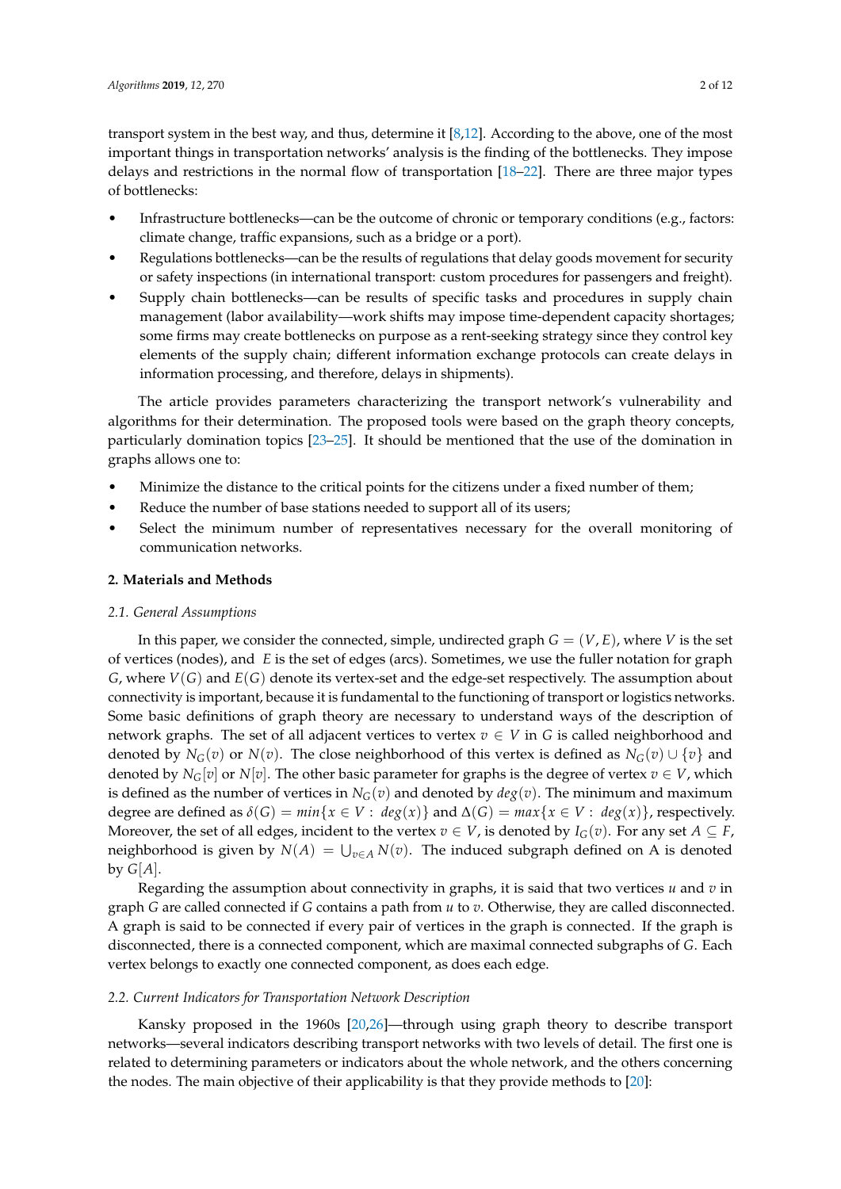transport system in the best way, and thus, determine it [8,12]. According to the above, one of the most important things in transportation networks' analysis is the finding of the bottlenecks. They impose delays and restrictions in the normal flow of transportation [18–22]. There are three major types of bottlenecks:

- Infrastructure bottlenecks—can be the outcome of chronic or temporary conditions (e.g., factors: climate change, traffic expansions, such as a bridge or a port).
- Regulations bottlenecks—can be the results of regulations that delay goods movement for security or safety inspections (in international transport: custom procedures for passengers and freight).
- Supply chain bottlenecks—can be results of specific tasks and procedures in supply chain management (labor availability—work shifts may impose time-dependent capacity shortages; some firms may create bottlenecks on purpose as a rent-seeking strategy since they control key elements of the supply chain; different information exchange protocols can create delays in information processing, and therefore, delays in shipments).

The article provides parameters characterizing the transport network's vulnerability and algorithms for their determination. The proposed tools were based on the graph theory concepts, particularly domination topics [23–25]. It should be mentioned that the use of the domination in graphs allows one to:

- Minimize the distance to the critical points for the citizens under a fixed number of them;
- Reduce the number of base stations needed to support all of its users;
- Select the minimum number of representatives necessary for the overall monitoring of communication networks.

## 2. Materials and Methods

### *2.1. General Assumptions*

In this paper, we consider the connected, simple, undirected graph $G = (V, E)$, where $V$ is the set of vertices (nodes), and $E$ is the set of edges (arcs). Sometimes, we use the fuller notation for graph $G$, where $V(G)$ and $E(G)$ denote its vertex-set and the edge-set respectively. The assumption about connectivity is important, because it is fundamental to the functioning of transport or logistics networks. Some basic definitions of graph theory are necessary to understand ways of the description of network graphs. The set of all adjacent vertices to vertex $v \in V$ in $G$ is called neighborhood and denoted by $N_G(v)$ or $N(v)$. The close neighborhood of this vertex is defined as $N_G(v) \cup \{v\}$ and denoted by $N_G[v]$ or $N[v]$. The other basic parameter for graphs is the degree of vertex $v \in V$, which is defined as the number of vertices in $N_G(v)$ and denoted by $deg(v)$. The minimum and maximum degree are defined as $\delta(G) = min\{x \in V : \ deg(x)\}$ and $\Delta(G) = max\{x \in V : \ deg(x)\}$, respectively. Moreover, the set of all edges, incident to the vertex $v \in V$, is denoted by $I_G(v)$. For any set $A \subseteq F$, neighborhood is given by $N(A) = \bigcup_{v \in A} N(v)$. The induced subgraph defined on A is denoted by $G[A]$.

Regarding the assumption about connectivity in graphs, it is said that two vertices $u$ and $v$ in graph $G$ are called connected if $G$ contains a path from $u$ to $v$. Otherwise, they are called disconnected. A graph is said to be connected if every pair of vertices in the graph is connected. If the graph is disconnected, there is a connected component, which are maximal connected subgraphs of $G$. Each vertex belongs to exactly one connected component, as does each edge.

### *2.2. Current Indicators for Transportation Network Description*

Kansky proposed in the 1960s [20,26]—through using graph theory to describe transport networks—several indicators describing transport networks with two levels of detail. The first one is related to determining parameters or indicators about the whole network, and the others concerning the nodes. The main objective of their applicability is that they provide methods to [20]: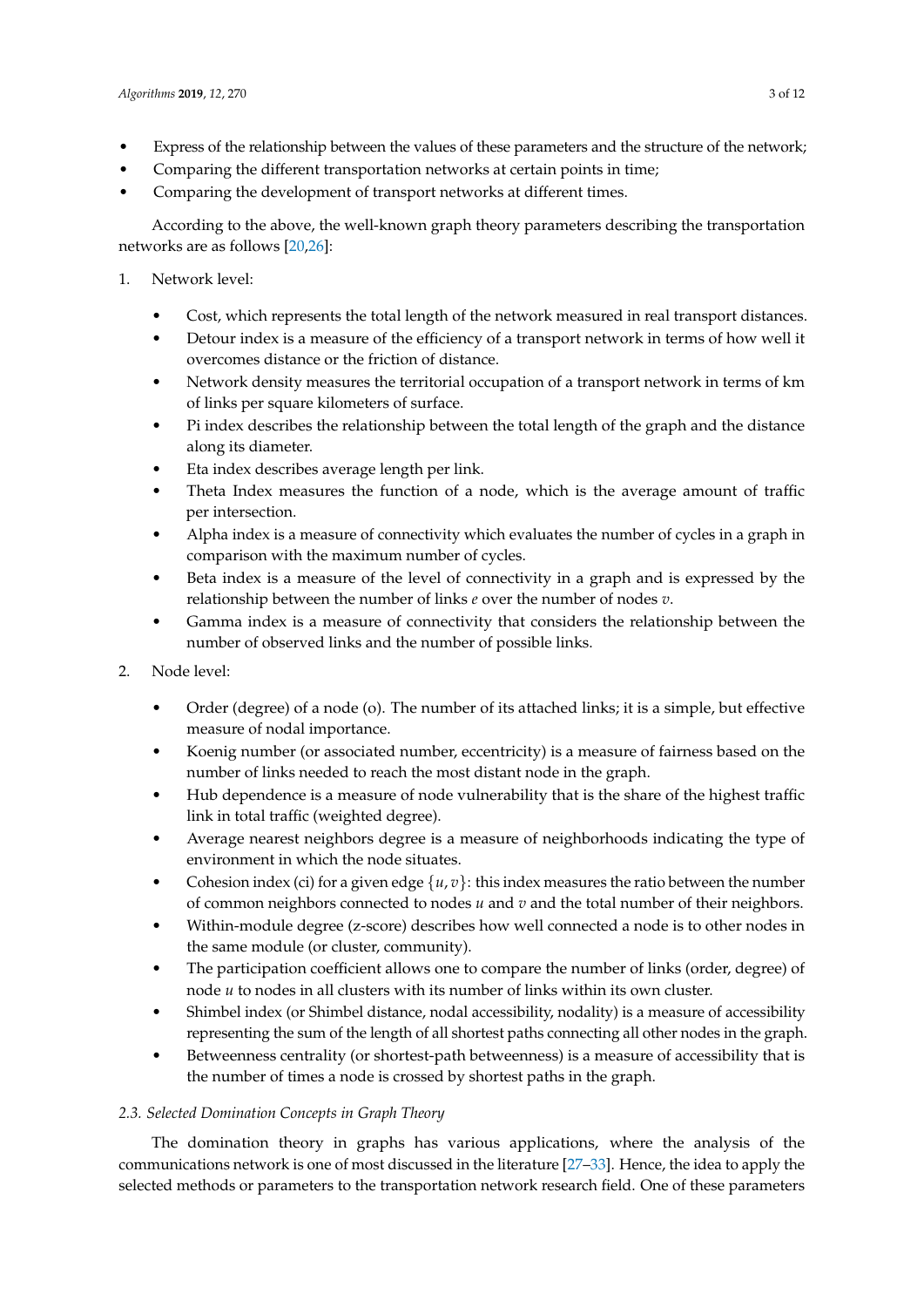- Express of the relationship between the values of these parameters and the structure of the network;
- Comparing the different transportation networks at certain points in time;
- Comparing the development of transport networks at different times.

According to the above, the well-known graph theory parameters describing the transportation networks are as follows [20,26]:

1. Network level:
   - Cost, which represents the total length of the network measured in real transport distances.
   - Detour index is a measure of the efficiency of a transport network in terms of how well it overcomes distance or the friction of distance.
   - Network density measures the territorial occupation of a transport network in terms of km of links per square kilometers of surface.
   - Pi index describes the relationship between the total length of the graph and the distance along its diameter.
   - Eta index describes average length per link.
   - Theta Index measures the function of a node, which is the average amount of traffic per intersection.
   - Alpha index is a measure of connectivity which evaluates the number of cycles in a graph in comparison with the maximum number of cycles.
   - Beta index is a measure of the level of connectivity in a graph and is expressed by the relationship between the number of links $e$ over the number of nodes $v$.
   - Gamma index is a measure of connectivity that considers the relationship between the number of observed links and the number of possible links.
2. Node level:
   - Order (degree) of a node (o). The number of its attached links; it is a simple, but effective measure of nodal importance.
   - Koenig number (or associated number, eccentricity) is a measure of fairness based on the number of links needed to reach the most distant node in the graph.
   - Hub dependence is a measure of node vulnerability that is the share of the highest traffic link in total traffic (weighted degree).
   - Average nearest neighbors degree is a measure of neighborhoods indicating the type of environment in which the node situates.
   - Cohesion index (ci) for a given edge $\{u, v\}$: this index measures the ratio between the number of common neighbors connected to nodes $u$ and $v$ and the total number of their neighbors.
   - Within-module degree (z-score) describes how well connected a node is to other nodes in the same module (or cluster, community).
   - The participation coefficient allows one to compare the number of links (order, degree) of node $u$ to nodes in all clusters with its number of links within its own cluster.
   - Shimbel index (or Shimbel distance, nodal accessibility, nodality) is a measure of accessibility representing the sum of the length of all shortest paths connecting all other nodes in the graph.
   - Betweenness centrality (or shortest-path betweenness) is a measure of accessibility that is the number of times a node is crossed by shortest paths in the graph.

### 2.3. Selected Domination Concepts in Graph Theory

The domination theory in graphs has various applications, where the analysis of the communications network is one of most discussed in the literature [27–33]. Hence, the idea to apply the selected methods or parameters to the transportation network research field. One of these parameters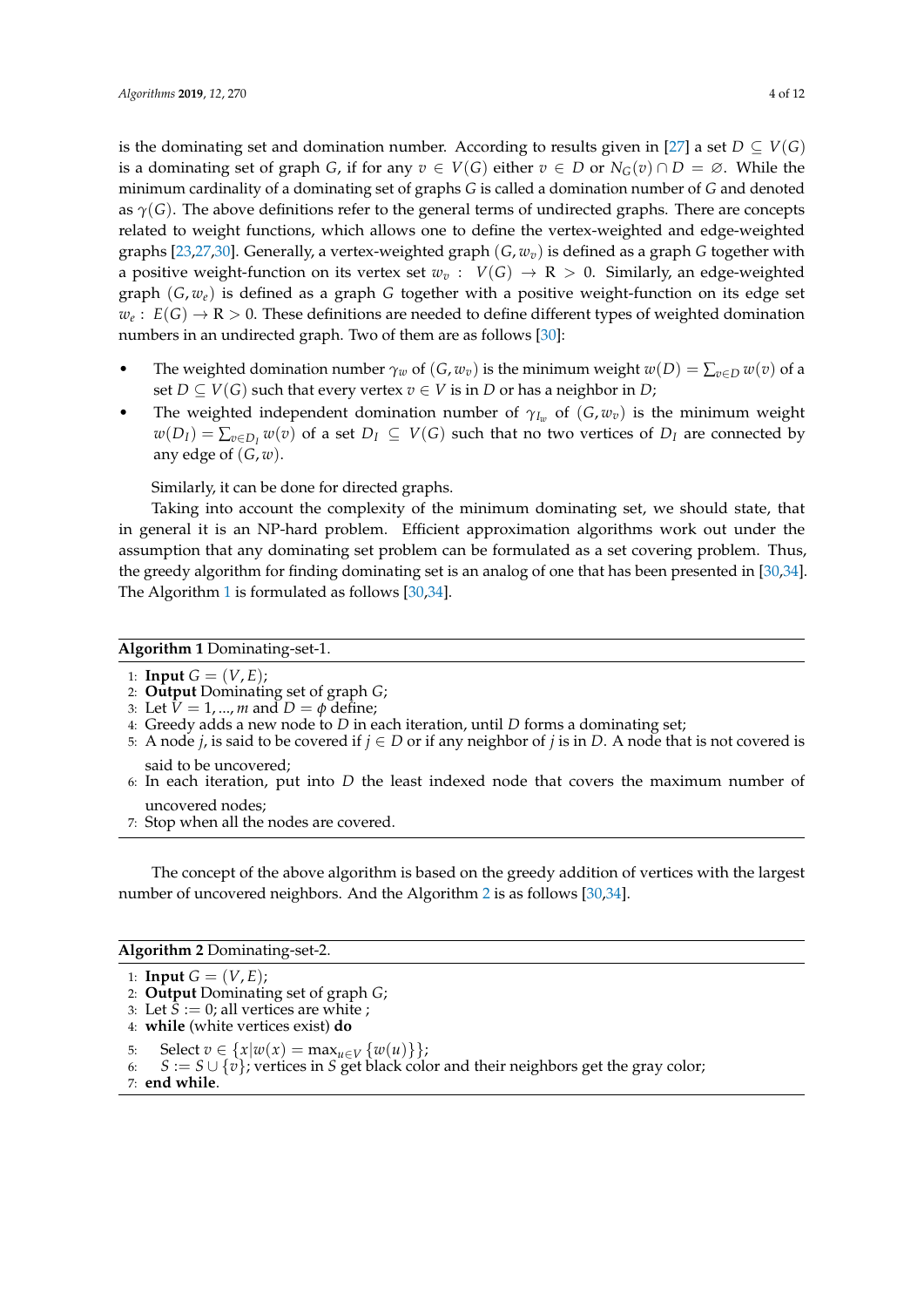is the dominating set and domination number. According to results given in [27] a set $D \subseteq V(G)$ is a dominating set of graph $G$, if for any $v \in V(G)$ either $v \in D$ or $N_G(v) \cap D = \varnothing$. While the minimum cardinality of a dominating set of graphs $G$ is called a domination number of $G$ and denoted as $\gamma(G)$. The above definitions refer to the general terms of undirected graphs. There are concepts related to weight functions, which allows one to define the vertex-weighted and edge-weighted graphs [23,27,30]. Generally, a vertex-weighted graph $(G, w_v)$ is defined as a graph $G$ together with a positive weight-function on its vertex set $w_v : V(G) \rightarrow \mathrm{R} > 0$. Similarly, an edge-weighted graph $(G, w_e)$ is defined as a graph $G$ together with a positive weight-function on its edge set $w_e : E(G) \rightarrow \mathrm{R} > 0$. These definitions are needed to define different types of weighted domination numbers in an undirected graph. Two of them are as follows [30]:

- The weighted domination number $\gamma_w$ of $(G, w_v)$ is the minimum weight $w(D) = \sum_{v \in D} w(v)$ of a set $D \subseteq V(G)$ such that every vertex $v \in V$ is in $D$ or has a neighbor in $D$;
- The weighted independent domination number of $\gamma_{I_w}$ of $(G, w_v)$ is the minimum weight $w(D_I) = \sum_{v \in D_I} w(v)$ of a set $D_I \subseteq V(G)$ such that no two vertices of $D_I$ are connected by any edge of $(G, w)$.

Similarly, it can be done for directed graphs.

Taking into account the complexity of the minimum dominating set, we should state, that in general it is an NP-hard problem. Efficient approximation algorithms work out under the assumption that any dominating set problem can be formulated as a set covering problem. Thus, the greedy algorithm for finding dominating set is an analog of one that has been presented in [30,34]. The Algorithm 1 is formulated as follows [30,34].

**Algorithm 1** Dominating-set-1.

1: **Input** $G = (V, E)$;
2: **Output** Dominating set of graph $G$;
3: Let $V = 1, ..., m$ and $D = \phi$ define;
4: Greedy adds a new node to $D$ in each iteration, until $D$ forms a dominating set;
5: A node $j$, is said to be covered if $j \in D$ or if any neighbor of $j$ is in $D$. A node that is not covered is said to be uncovered;
6: In each iteration, put into $D$ the least indexed node that covers the maximum number of uncovered nodes;
7: Stop when all the nodes are covered.

The concept of the above algorithm is based on the greedy addition of vertices with the largest number of uncovered neighbors. And the Algorithm 2 is as follows [30,34].

**Algorithm 2** Dominating-set-2.

1: **Input** $G = (V, E)$;
2: **Output** Dominating set of graph $G$;
3: Let $S := 0$; all vertices are white ;
4: **while** (white vertices exist) **do**
5: Select $v \in \{x | w(x) = \max_{u \in V} \{w(u)\}\}$;
6: $S := S \cup \{v\}$; vertices in $S$ get black color and their neighbors get the gray color;
7: **end while**.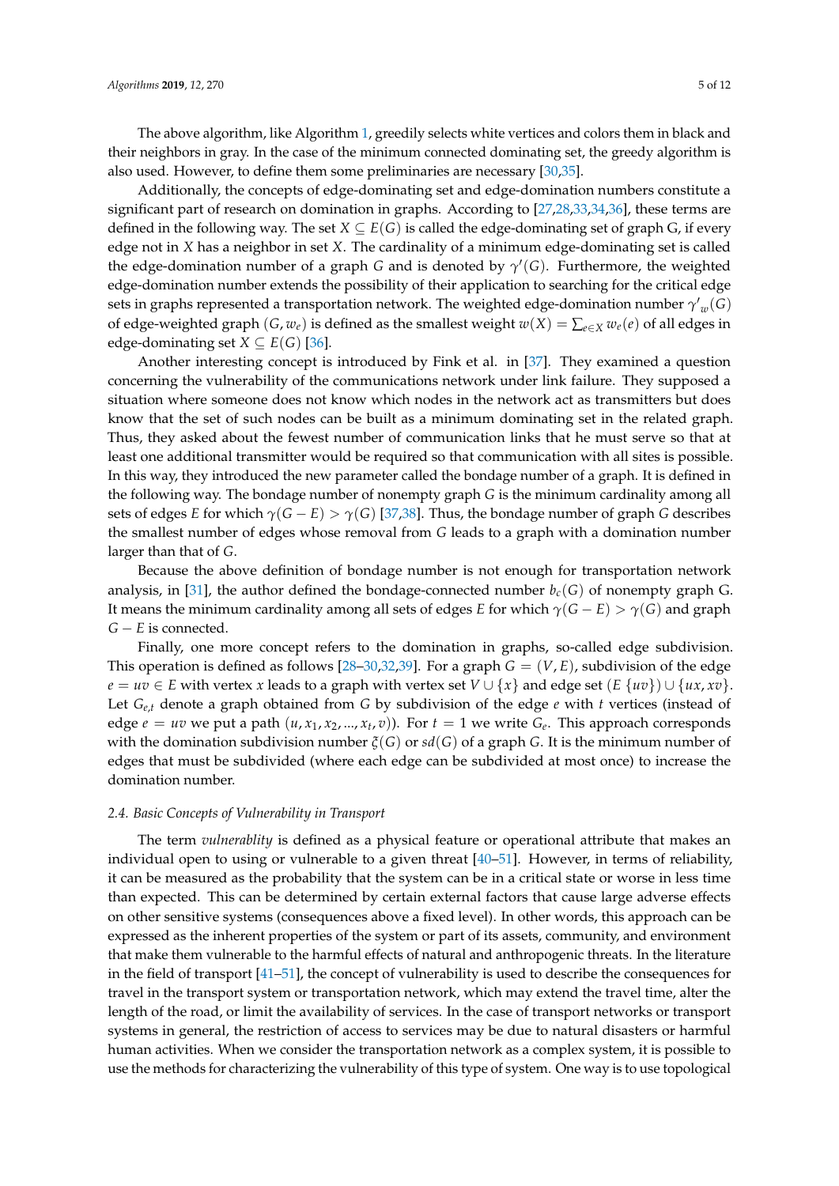The above algorithm, like Algorithm 1, greedily selects white vertices and colors them in black and their neighbors in gray. In the case of the minimum connected dominating set, the greedy algorithm is also used. However, to define them some preliminaries are necessary [30,35].

Additionally, the concepts of edge-dominating set and edge-domination numbers constitute a significant part of research on domination in graphs. According to [27,28,33,34,36], these terms are defined in the following way. The set $X \subseteq E(G)$ is called the edge-dominating set of graph G, if every edge not in $X$ has a neighbor in set $X$. The cardinality of a minimum edge-dominating set is called the edge-domination number of a graph $G$ and is denoted by $\gamma'(G)$. Furthermore, the weighted edge-domination number extends the possibility of their application to searching for the critical edge sets in graphs represented a transportation network. The weighted edge-domination number $\gamma'_w(G)$ of edge-weighted graph $(G, w_e)$ is defined as the smallest weight $w(X) = \sum_{e \in X} w_e(e)$ of all edges in edge-dominating set $X \subseteq E(G)$ [36].

Another interesting concept is introduced by Fink et al. in [37]. They examined a question concerning the vulnerability of the communications network under link failure. They supposed a situation where someone does not know which nodes in the network act as transmitters but does know that the set of such nodes can be built as a minimum dominating set in the related graph. Thus, they asked about the fewest number of communication links that he must serve so that at least one additional transmitter would be required so that communication with all sites is possible. In this way, they introduced the new parameter called the bondage number of a graph. It is defined in the following way. The bondage number of nonempty graph $G$ is the minimum cardinality among all sets of edges $E$ for which $\gamma(G - E) > \gamma(G)$ [37,38]. Thus, the bondage number of graph $G$ describes the smallest number of edges whose removal from $G$ leads to a graph with a domination number larger than that of $G$.

Because the above definition of bondage number is not enough for transportation network analysis, in [31], the author defined the bondage-connected number $b_c(G)$ of nonempty graph G. It means the minimum cardinality among all sets of edges $E$ for which $\gamma(G - E) > \gamma(G)$ and graph $G - E$ is connected.

Finally, one more concept refers to the domination in graphs, so-called edge subdivision. This operation is defined as follows [28–30,32,39]. For a graph $G = (V, E)$, subdivision of the edge $e = uv \in E$ with vertex $x$ leads to a graph with vertex set $V \cup \{x\}$ and edge set $(E\ \{uv\}) \cup \{ux, xv\}$. Let $G_{e,t}$ denote a graph obtained from $G$ by subdivision of the edge $e$ with $t$ vertices (instead of edge $e = uv$ we put a path $(u, x_1, x_2, ..., x_t, v)$). For $t = 1$ we write $G_e$. This approach corresponds with the domination subdivision number $\xi(G)$ or $sd(G)$ of a graph $G$. It is the minimum number of edges that must be subdivided (where each edge can be subdivided at most once) to increase the domination number.

### 2.4. Basic Concepts of Vulnerability in Transport

The term *vulnerablity* is defined as a physical feature or operational attribute that makes an individual open to using or vulnerable to a given threat [40–51]. However, in terms of reliability, it can be measured as the probability that the system can be in a critical state or worse in less time than expected. This can be determined by certain external factors that cause large adverse effects on other sensitive systems (consequences above a fixed level). In other words, this approach can be expressed as the inherent properties of the system or part of its assets, community, and environment that make them vulnerable to the harmful effects of natural and anthropogenic threats. In the literature in the field of transport [41–51], the concept of vulnerability is used to describe the consequences for travel in the transport system or transportation network, which may extend the travel time, alter the length of the road, or limit the availability of services. In the case of transport networks or transport systems in general, the restriction of access to services may be due to natural disasters or harmful human activities. When we consider the transportation network as a complex system, it is possible to use the methods for characterizing the vulnerability of this type of system. One way is to use topological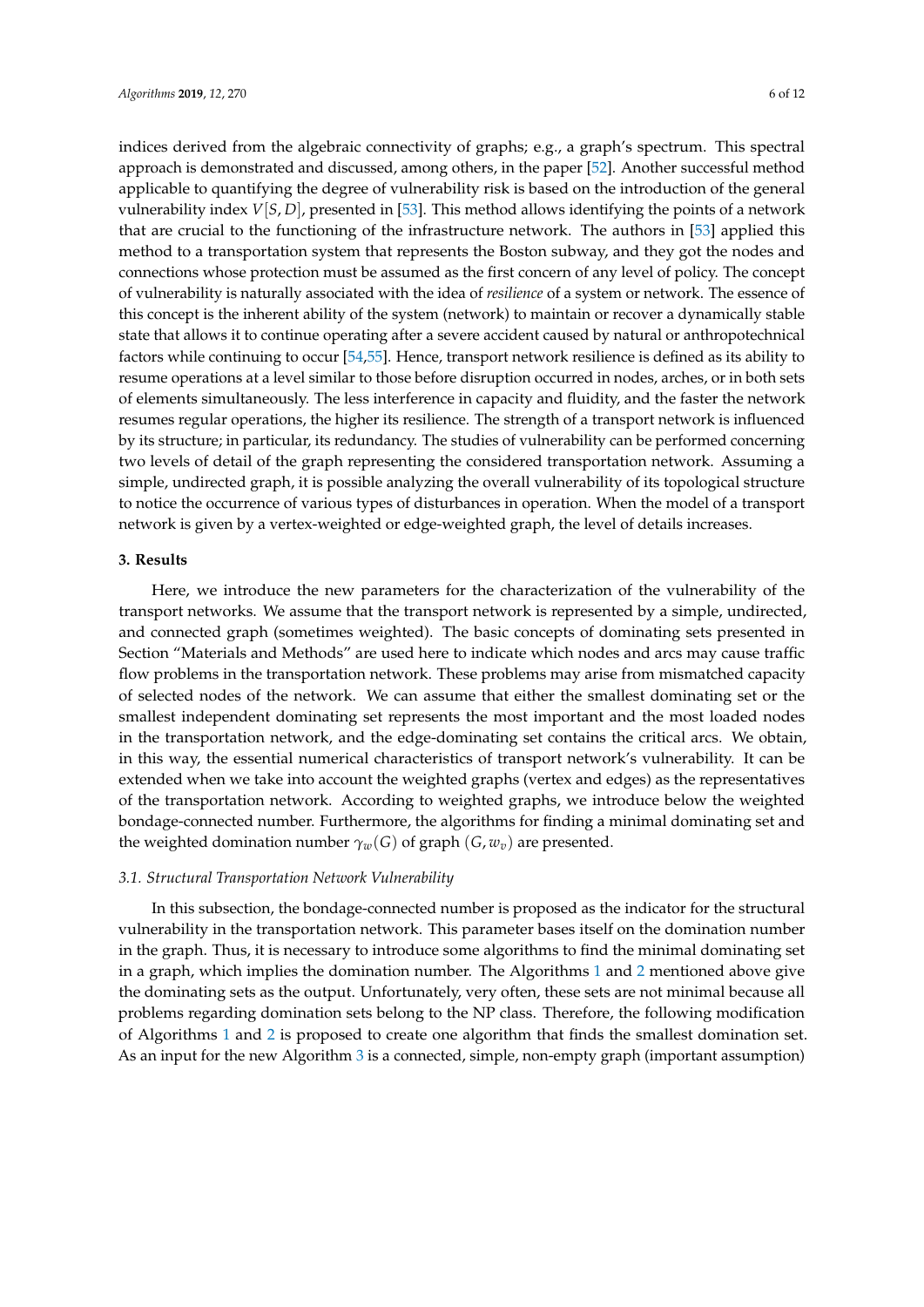indices derived from the algebraic connectivity of graphs; e.g., a graph's spectrum. This spectral approach is demonstrated and discussed, among others, in the paper [52]. Another successful method applicable to quantifying the degree of vulnerability risk is based on the introduction of the general vulnerability index $V[S, D]$, presented in [53]. This method allows identifying the points of a network that are crucial to the functioning of the infrastructure network. The authors in [53] applied this method to a transportation system that represents the Boston subway, and they got the nodes and connections whose protection must be assumed as the first concern of any level of policy. The concept of vulnerability is naturally associated with the idea of *resilience* of a system or network. The essence of this concept is the inherent ability of the system (network) to maintain or recover a dynamically stable state that allows it to continue operating after a severe accident caused by natural or anthropotechnical factors while continuing to occur [54,55]. Hence, transport network resilience is defined as its ability to resume operations at a level similar to those before disruption occurred in nodes, arches, or in both sets of elements simultaneously. The less interference in capacity and fluidity, and the faster the network resumes regular operations, the higher its resilience. The strength of a transport network is influenced by its structure; in particular, its redundancy. The studies of vulnerability can be performed concerning two levels of detail of the graph representing the considered transportation network. Assuming a simple, undirected graph, it is possible analyzing the overall vulnerability of its topological structure to notice the occurrence of various types of disturbances in operation. When the model of a transport network is given by a vertex-weighted or edge-weighted graph, the level of details increases.

## 3. Results

Here, we introduce the new parameters for the characterization of the vulnerability of the transport networks. We assume that the transport network is represented by a simple, undirected, and connected graph (sometimes weighted). The basic concepts of dominating sets presented in Section "Materials and Methods" are used here to indicate which nodes and arcs may cause traffic flow problems in the transportation network. These problems may arise from mismatched capacity of selected nodes of the network. We can assume that either the smallest dominating set or the smallest independent dominating set represents the most important and the most loaded nodes in the transportation network, and the edge-dominating set contains the critical arcs. We obtain, in this way, the essential numerical characteristics of transport network's vulnerability. It can be extended when we take into account the weighted graphs (vertex and edges) as the representatives of the transportation network. According to weighted graphs, we introduce below the weighted bondage-connected number. Furthermore, the algorithms for finding a minimal dominating set and the weighted domination number $\gamma_w(G)$ of graph $(G, w_v)$ are presented.

### 3.1. Structural Transportation Network Vulnerability

In this subsection, the bondage-connected number is proposed as the indicator for the structural vulnerability in the transportation network. This parameter bases itself on the domination number in the graph. Thus, it is necessary to introduce some algorithms to find the minimal dominating set in a graph, which implies the domination number. The Algorithms 1 and 2 mentioned above give the dominating sets as the output. Unfortunately, very often, these sets are not minimal because all problems regarding domination sets belong to the NP class. Therefore, the following modification of Algorithms 1 and 2 is proposed to create one algorithm that finds the smallest domination set. As an input for the new Algorithm 3 is a connected, simple, non-empty graph (important assumption)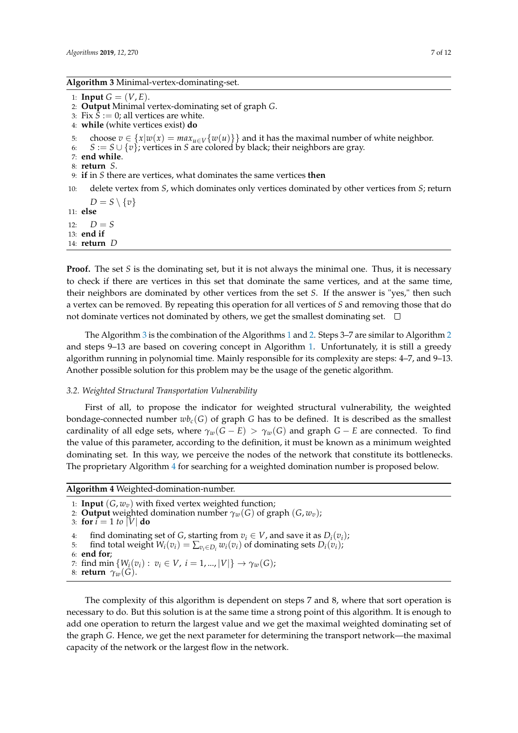**Algorithm 3** Minimal-vertex-dominating-set.

```
1: Input G = (V, E).
2: Output Minimal vertex-dominating set of graph G.
3: Fix S := 0; all vertices are white.
4: while (white vertices exist) do
5:     choose v ∈ {x|w(x) = max_{u∈V}{w(u)}} and it has the maximal number of white neighbor.
6:     S := S ∪ {v}; vertices in S are colored by black; their neighbors are gray.
7: end while.
8: return S.
9: if in S there are vertices, what dominates the same vertices then
10:    delete vertex from S, which dominates only vertices dominated by other vertices from S; return
       D = S \ {v}
11: else
12:    D = S
13: end if
14: return D
```

**Proof.** The set $S$ is the dominating set, but it is not always the minimal one. Thus, it is necessary to check if there are vertices in this set that dominate the same vertices, and at the same time, their neighbors are dominated by other vertices from the set $S$. If the answer is "yes," then such a vertex can be removed. By repeating this operation for all vertices of $S$ and removing those that do not dominate vertices not dominated by others, we get the smallest dominating set. □

The Algorithm 3 is the combination of the Algorithms 1 and 2. Steps 3–7 are similar to Algorithm 2 and steps 9–13 are based on covering concept in Algorithm 1. Unfortunately, it is still a greedy algorithm running in polynomial time. Mainly responsible for its complexity are steps: 4–7, and 9–13. Another possible solution for this problem may be the usage of the genetic algorithm.

### *3.2. Weighted Structural Transportation Vulnerability*

First of all, to propose the indicator for weighted structural vulnerability, the weighted bondage-connected number $wb_c(G)$ of graph $G$ has to be defined. It is described as the smallest cardinality of all edge sets, where $\gamma_w(G - E) > \gamma_w(G)$ and graph $G - E$ are connected. To find the value of this parameter, according to the definition, it must be known as a minimum weighted dominating set. In this way, we perceive the nodes of the network that constitute its bottlenecks. The proprietary Algorithm 4 for searching for a weighted domination number is proposed below.

**Algorithm 4** Weighted-domination-number.

```
1: Input (G, w_v) with fixed vertex weighted function;
2: Output weighted domination number γ_w(G) of graph (G, w_v);
3: for i = 1 to |V| do
4:     find dominating set of G, starting from v_i ∈ V, and save it as D_i(v_i);
5:     find total weight W_i(v_i) = Σ_{v_i∈D_i} w_i(v_i) of dominating sets D_i(v_i);
6: end for;
7: find min {W_i(v_i) : v_i ∈ V, i = 1, ..., |V|} → γ_w(G);
8: return γ_w(G).
```

The complexity of this algorithm is dependent on steps 7 and 8, where that sort operation is necessary to do. But this solution is at the same time a strong point of this algorithm. It is enough to add one operation to return the largest value and we get the maximal weighted dominating set of the graph $G$. Hence, we get the next parameter for determining the transport network—the maximal capacity of the network or the largest flow in the network.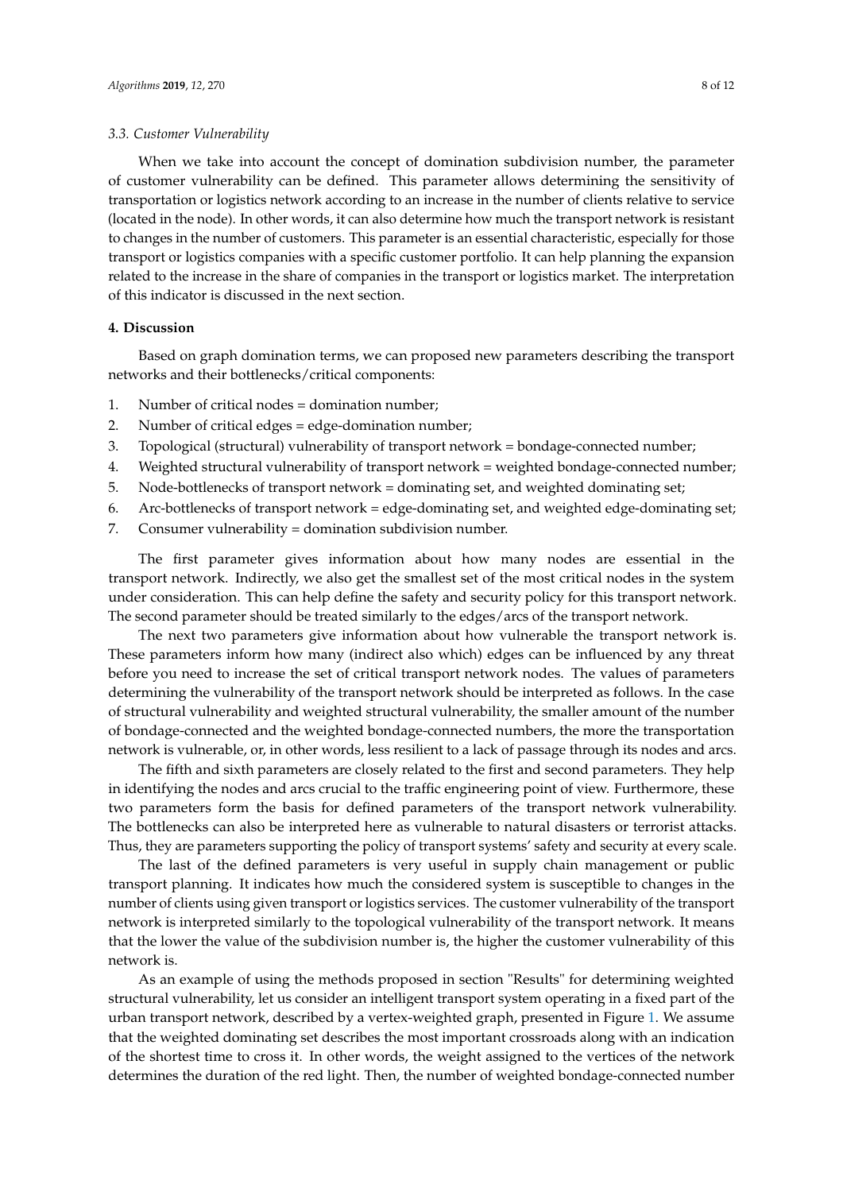### 3.3. Customer Vulnerability

When we take into account the concept of domination subdivision number, the parameter of customer vulnerability can be defined. This parameter allows determining the sensitivity of transportation or logistics network according to an increase in the number of clients relative to service (located in the node). In other words, it can also determine how much the transport network is resistant to changes in the number of customers. This parameter is an essential characteristic, especially for those transport or logistics companies with a specific customer portfolio. It can help planning the expansion related to the increase in the share of companies in the transport or logistics market. The interpretation of this indicator is discussed in the next section.

## 4. Discussion

Based on graph domination terms, we can proposed new parameters describing the transport networks and their bottlenecks/critical components:

1. Number of critical nodes = domination number;
2. Number of critical edges = edge-domination number;
3. Topological (structural) vulnerability of transport network = bondage-connected number;
4. Weighted structural vulnerability of transport network = weighted bondage-connected number;
5. Node-bottlenecks of transport network = dominating set, and weighted dominating set;
6. Arc-bottlenecks of transport network = edge-dominating set, and weighted edge-dominating set;
7. Consumer vulnerability = domination subdivision number.

The first parameter gives information about how many nodes are essential in the transport network. Indirectly, we also get the smallest set of the most critical nodes in the system under consideration. This can help define the safety and security policy for this transport network. The second parameter should be treated similarly to the edges/arcs of the transport network.

The next two parameters give information about how vulnerable the transport network is. These parameters inform how many (indirect also which) edges can be influenced by any threat before you need to increase the set of critical transport network nodes. The values of parameters determining the vulnerability of the transport network should be interpreted as follows. In the case of structural vulnerability and weighted structural vulnerability, the smaller amount of the number of bondage-connected and the weighted bondage-connected numbers, the more the transportation network is vulnerable, or, in other words, less resilient to a lack of passage through its nodes and arcs.

The fifth and sixth parameters are closely related to the first and second parameters. They help in identifying the nodes and arcs crucial to the traffic engineering point of view. Furthermore, these two parameters form the basis for defined parameters of the transport network vulnerability. The bottlenecks can also be interpreted here as vulnerable to natural disasters or terrorist attacks. Thus, they are parameters supporting the policy of transport systems' safety and security at every scale.

The last of the defined parameters is very useful in supply chain management or public transport planning. It indicates how much the considered system is susceptible to changes in the number of clients using given transport or logistics services. The customer vulnerability of the transport network is interpreted similarly to the topological vulnerability of the transport network. It means that the lower the value of the subdivision number is, the higher the customer vulnerability of this network is.

As an example of using the methods proposed in section "Results" for determining weighted structural vulnerability, let us consider an intelligent transport system operating in a fixed part of the urban transport network, described by a vertex-weighted graph, presented in Figure 1. We assume that the weighted dominating set describes the most important crossroads along with an indication of the shortest time to cross it. In other words, the weight assigned to the vertices of the network determines the duration of the red light. Then, the number of weighted bondage-connected number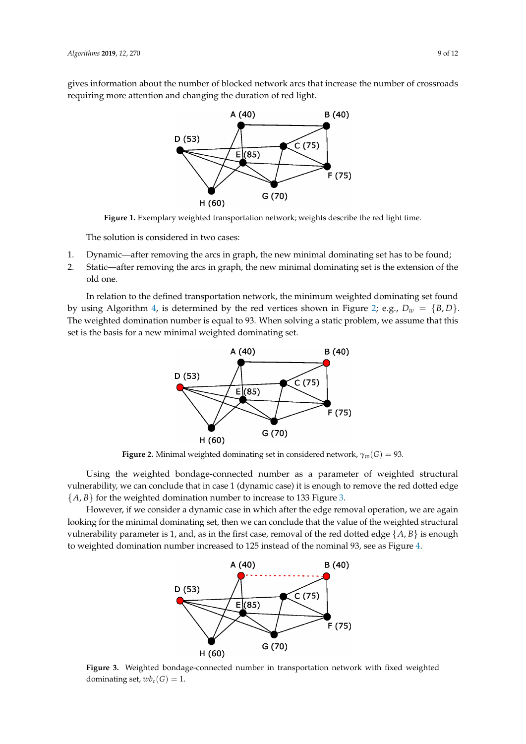gives information about the number of blocked network arcs that increase the number of crossroads requiring more attention and changing the duration of red light.

**Figure 1.** Exemplary weighted transportation network; weights describe the red light time.

The solution is considered in two cases:

1. Dynamic—after removing the arcs in graph, the new minimal dominating set has to be found;
2. Static—after removing the arcs in graph, the new minimal dominating set is the extension of the old one.

In relation to the defined transportation network, the minimum weighted dominating set found by using Algorithm 4, is determined by the red vertices shown in Figure 2; e.g., $D_w = \{B, D\}$. The weighted domination number is equal to 93. When solving a static problem, we assume that this set is the basis for a new minimal weighted dominating set.

**Figure 2.** Minimal weighted dominating set in considered network, $\gamma_w(G) = 93$.

Using the weighted bondage-connected number as a parameter of weighted structural vulnerability, we can conclude that in case 1 (dynamic case) it is enough to remove the red dotted edge $\{A, B\}$ for the weighted domination number to increase to 133 Figure 3.

However, if we consider a dynamic case in which after the edge removal operation, we are again looking for the minimal dominating set, then we can conclude that the value of the weighted structural vulnerability parameter is 1, and, as in the first case, removal of the red dotted edge $\{A, B\}$ is enough to weighted domination number increased to 125 instead of the nominal 93, see as Figure 4.

**Figure 3.** Weighted bondage-connected number in transportation network with fixed weighted dominating set, $wb_c(G) = 1$.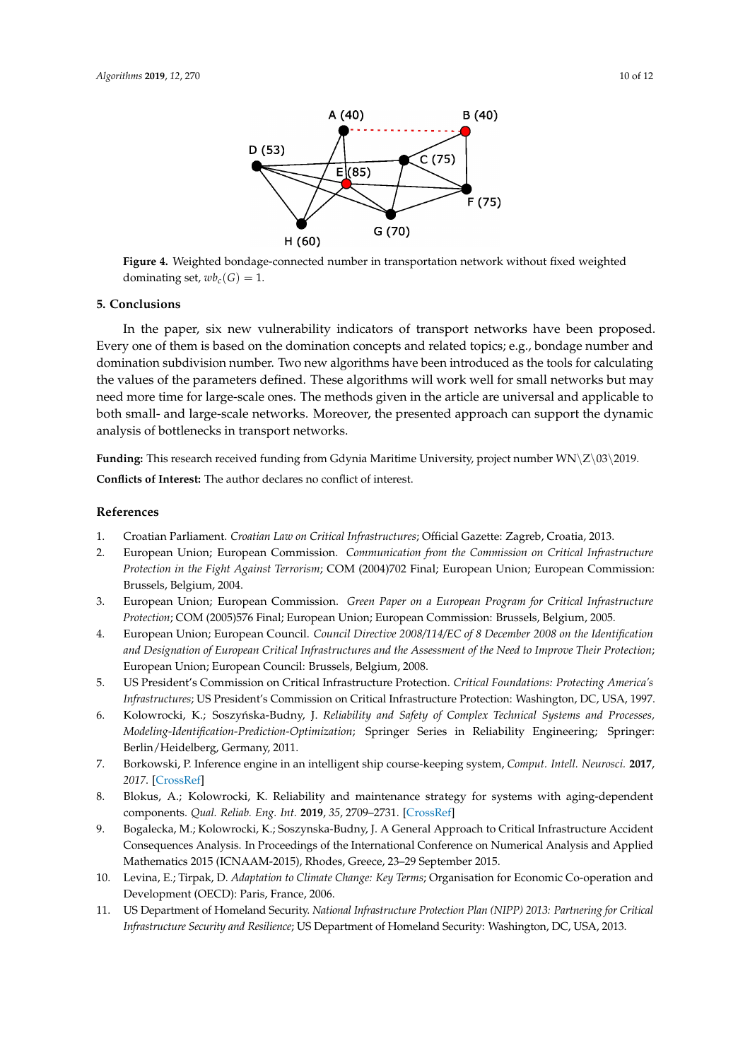**Figure 4.** Weighted bondage-connected number in transportation network without fixed weighted dominating set, $wb_c(G) = 1$.

## 5. Conclusions

In the paper, six new vulnerability indicators of transport networks have been proposed. Every one of them is based on the domination concepts and related topics; e.g., bondage number and domination subdivision number. Two new algorithms have been introduced as the tools for calculating the values of the parameters defined. These algorithms will work well for small networks but may need more time for large-scale ones. The methods given in the article are universal and applicable to both small- and large-scale networks. Moreover, the presented approach can support the dynamic analysis of bottlenecks in transport networks.

**Funding:** This research received funding from Gdynia Maritime University, project number WN\Z\03\2019.

**Conflicts of Interest:** The author declares no conflict of interest.

## References

1. Croatian Parliament. *Croatian Law on Critical Infrastructures*; Official Gazette: Zagreb, Croatia, 2013.
2. European Union; European Commission. *Communication from the Commission on Critical Infrastructure Protection in the Fight Against Terrorism*; COM (2004)702 Final; European Union; European Commission: Brussels, Belgium, 2004.
3. European Union; European Commission. *Green Paper on a European Program for Critical Infrastructure Protection*; COM (2005)576 Final; European Union; European Commission: Brussels, Belgium, 2005.
4. European Union; European Council. *Council Directive 2008/114/EC of 8 December 2008 on the Identification and Designation of European Critical Infrastructures and the Assessment of the Need to Improve Their Protection*; European Union; European Council: Brussels, Belgium, 2008.
5. US President's Commission on Critical Infrastructure Protection. *Critical Foundations: Protecting America's Infrastructures*; US President's Commission on Critical Infrastructure Protection: Washington, DC, USA, 1997.
6. Kolowrocki, K.; Soszyńska-Budny, J. *Reliability and Safety of Complex Technical Systems and Processes, Modeling-Identification-Prediction-Optimization*; Springer Series in Reliability Engineering; Springer: Berlin/Heidelberg, Germany, 2011.
7. Borkowski, P. Inference engine in an intelligent ship course-keeping system, *Comput. Intell. Neurosci.* **2017**, *2017*. [CrossRef]
8. Blokus, A.; Kolowrocki, K. Reliability and maintenance strategy for systems with aging-dependent components. *Qual. Reliab. Eng. Int.* **2019**, *35*, 2709–2731. [CrossRef]
9. Bogalecka, M.; Kolowrocki, K.; Soszynska-Budny, J. A General Approach to Critical Infrastructure Accident Consequences Analysis. In Proceedings of the International Conference on Numerical Analysis and Applied Mathematics 2015 (ICNAAM-2015), Rhodes, Greece, 23–29 September 2015.
10. Levina, E.; Tirpak, D. *Adaptation to Climate Change: Key Terms*; Organisation for Economic Co-operation and Development (OECD): Paris, France, 2006.
11. US Department of Homeland Security. *National Infrastructure Protection Plan (NIPP) 2013: Partnering for Critical Infrastructure Security and Resilience*; US Department of Homeland Security: Washington, DC, USA, 2013.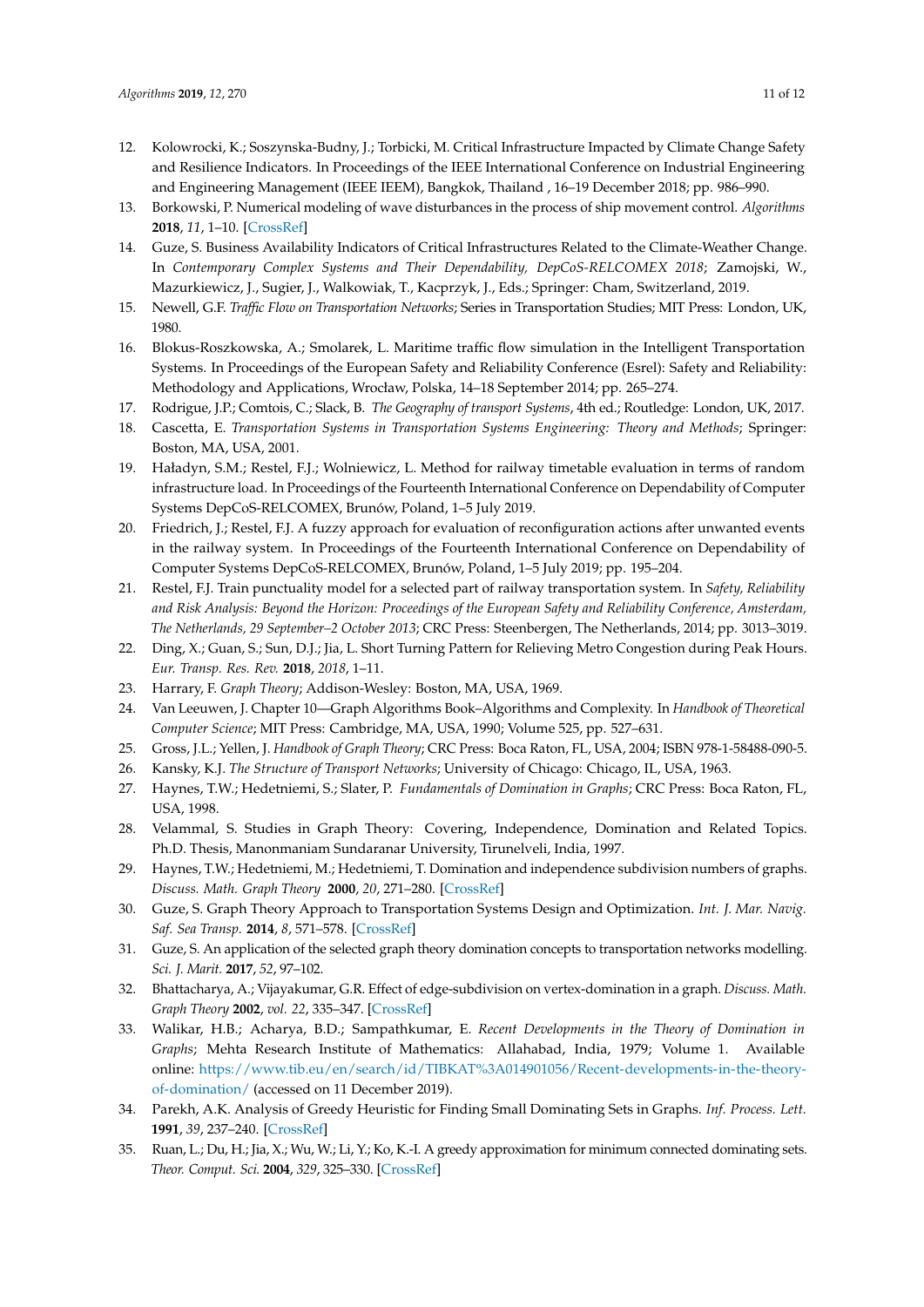12. Kolowrocki, K.; Soszynska-Budny, J.; Torbicki, M. Critical Infrastructure Impacted by Climate Change Safety and Resilience Indicators. In Proceedings of the IEEE International Conference on Industrial Engineering and Engineering Management (IEEE IEEM), Bangkok, Thailand , 16–19 December 2018; pp. 986–990.
13. Borkowski, P. Numerical modeling of wave disturbances in the process of ship movement control. *Algorithms* **2018**, *11*, 1–10. [CrossRef]
14. Guze, S. Business Availability Indicators of Critical Infrastructures Related to the Climate-Weather Change. In *Contemporary Complex Systems and Their Dependability, DepCoS-RELCOMEX 2018*; Zamojski, W., Mazurkiewicz, J., Sugier, J., Walkowiak, T., Kacprzyk, J., Eds.; Springer: Cham, Switzerland, 2019.
15. Newell, G.F. *Traffic Flow on Transportation Networks*; Series in Transportation Studies; MIT Press: London, UK, 1980.
16. Blokus-Roszkowska, A.; Smolarek, L. Maritime traffic flow simulation in the Intelligent Transportation Systems. In Proceedings of the European Safety and Reliability Conference (Esrel): Safety and Reliability: Methodology and Applications, Wrocław, Polska, 14–18 September 2014; pp. 265–274.
17. Rodrigue, J.P.; Comtois, C.; Slack, B. *The Geography of transport Systems*, 4th ed.; Routledge: London, UK, 2017.
18. Cascetta, E. *Transportation Systems in Transportation Systems Engineering: Theory and Methods*; Springer: Boston, MA, USA, 2001.
19. Haładyn, S.M.; Restel, F.J.; Wolniewicz, L. Method for railway timetable evaluation in terms of random infrastructure load. In Proceedings of the Fourteenth International Conference on Dependability of Computer Systems DepCoS-RELCOMEX, Brunów, Poland, 1–5 July 2019.
20. Friedrich, J.; Restel, F.J. A fuzzy approach for evaluation of reconfiguration actions after unwanted events in the railway system. In Proceedings of the Fourteenth International Conference on Dependability of Computer Systems DepCoS-RELCOMEX, Brunów, Poland, 1–5 July 2019; pp. 195–204.
21. Restel, F.J. Train punctuality model for a selected part of railway transportation system. In *Safety, Reliability and Risk Analysis: Beyond the Horizon: Proceedings of the European Safety and Reliability Conference, Amsterdam, The Netherlands, 29 September–2 October 2013*; CRC Press: Steenbergen, The Netherlands, 2014; pp. 3013–3019.
22. Ding, X.; Guan, S.; Sun, D.J.; Jia, L. Short Turning Pattern for Relieving Metro Congestion during Peak Hours. *Eur. Transp. Res. Rev.* **2018**, *2018*, 1–11.
23. Harrary, F. *Graph Theory*; Addison-Wesley: Boston, MA, USA, 1969.
24. Van Leeuwen, J. Chapter 10—Graph Algorithms Book–Algorithms and Complexity. In *Handbook of Theoretical Computer Science*; MIT Press: Cambridge, MA, USA, 1990; Volume 525, pp. 527–631.
25. Gross, J.L.; Yellen, J. *Handbook of Graph Theory*; CRC Press: Boca Raton, FL, USA, 2004; ISBN 978-1-58488-090-5.
26. Kansky, K.J. *The Structure of Transport Networks*; University of Chicago: Chicago, IL, USA, 1963.
27. Haynes, T.W.; Hedetniemi, S.; Slater, P. *Fundamentals of Domination in Graphs*; CRC Press: Boca Raton, FL, USA, 1998.
28. Velammal, S. Studies in Graph Theory: Covering, Independence, Domination and Related Topics. Ph.D. Thesis, Manonmaniam Sundaranar University, Tirunelveli, India, 1997.
29. Haynes, T.W.; Hedetniemi, M.; Hedetniemi, T. Domination and independence subdivision numbers of graphs. *Discuss. Math. Graph Theory* **2000**, *20*, 271–280. [CrossRef]
30. Guze, S. Graph Theory Approach to Transportation Systems Design and Optimization. *Int. J. Mar. Navig. Saf. Sea Transp.* **2014**, *8*, 571–578. [CrossRef]
31. Guze, S. An application of the selected graph theory domination concepts to transportation networks modelling. *Sci. J. Marit.* **2017**, *52*, 97–102.
32. Bhattacharya, A.; Vijayakumar, G.R. Effect of edge-subdivision on vertex-domination in a graph. *Discuss. Math. Graph Theory* **2002**, *vol. 22*, 335–347. [CrossRef]
33. Walikar, H.B.; Acharya, B.D.; Sampathkumar, E. *Recent Developments in the Theory of Domination in Graphs*; Mehta Research Institute of Mathematics: Allahabad, India, 1979; Volume 1. Available online: https://www.tib.eu/en/search/id/TIBKAT%3A014901056/Recent-developments-in-the-theory-of-domination/ (accessed on 11 December 2019).
34. Parekh, A.K. Analysis of Greedy Heuristic for Finding Small Dominating Sets in Graphs. *Inf. Process. Lett.* **1991**, *39*, 237–240. [CrossRef]
35. Ruan, L.; Du, H.; Jia, X.; Wu, W.; Li, Y.; Ko, K.-I. A greedy approximation for minimum connected dominating sets. *Theor. Comput. Sci.* **2004**, *329*, 325–330. [CrossRef]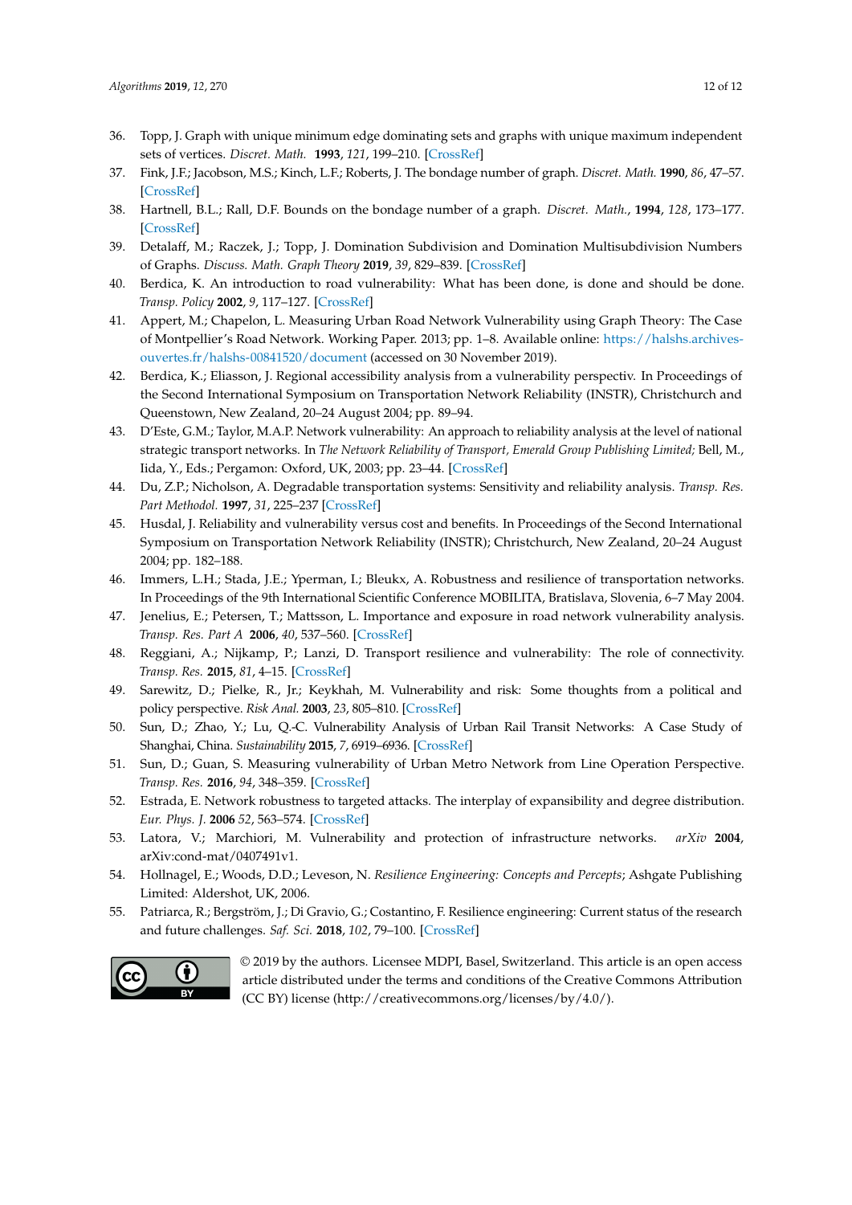36. Topp, J. Graph with unique minimum edge dominating sets and graphs with unique maximum independent sets of vertices. *Discret. Math.* **1993**, *121*, 199–210. [CrossRef]
37. Fink, J.F.; Jacobson, M.S.; Kinch, L.F.; Roberts, J. The bondage number of graph. *Discret. Math.* **1990**, *86*, 47–57. [CrossRef]
38. Hartnell, B.L.; Rall, D.F. Bounds on the bondage number of a graph. *Discret. Math.*, **1994**, *128*, 173–177. [CrossRef]
39. Detalaff, M.; Raczek, J.; Topp, J. Domination Subdivision and Domination Multisubdivision Numbers of Graphs. *Discuss. Math. Graph Theory* **2019**, *39*, 829–839. [CrossRef]
40. Berdica, K. An introduction to road vulnerability: What has been done, is done and should be done. *Transp. Policy* **2002**, *9*, 117–127. [CrossRef]
41. Appert, M.; Chapelon, L. Measuring Urban Road Network Vulnerability using Graph Theory: The Case of Montpellier's Road Network. Working Paper. 2013; pp. 1–8. Available online: https://halshs.archives-ouvertes.fr/halshs-00841520/document (accessed on 30 November 2019).
42. Berdica, K.; Eliasson, J. Regional accessibility analysis from a vulnerability perspectiv. In Proceedings of the Second International Symposium on Transportation Network Reliability (INSTR), Christchurch and Queenstown, New Zealand, 20–24 August 2004; pp. 89–94.
43. D'Este, G.M.; Taylor, M.A.P. Network vulnerability: An approach to reliability analysis at the level of national strategic transport networks. In *The Network Reliability of Transport, Emerald Group Publishing Limited;* Bell, M., Iida, Y., Eds.; Pergamon: Oxford, UK, 2003; pp. 23–44. [CrossRef]
44. Du, Z.P.; Nicholson, A. Degradable transportation systems: Sensitivity and reliability analysis. *Transp. Res. Part Methodol.* **1997**, *31*, 225–237 [CrossRef]
45. Husdal, J. Reliability and vulnerability versus cost and benefits. In Proceedings of the Second International Symposium on Transportation Network Reliability (INSTR); Christchurch, New Zealand, 20–24 August 2004; pp. 182–188.
46. Immers, L.H.; Stada, J.E.; Yperman, I.; Bleukx, A. Robustness and resilience of transportation networks. In Proceedings of the 9th International Scientific Conference MOBILITA, Bratislava, Slovenia, 6–7 May 2004.
47. Jenelius, E.; Petersen, T.; Mattsson, L. Importance and exposure in road network vulnerability analysis. *Transp. Res. Part A* **2006**, *40*, 537–560. [CrossRef]
48. Reggiani, A.; Nijkamp, P.; Lanzi, D. Transport resilience and vulnerability: The role of connectivity. *Transp. Res.* **2015**, *81*, 4–15. [CrossRef]
49. Sarewitz, D.; Pielke, R., Jr.; Keykhah, M. Vulnerability and risk: Some thoughts from a political and policy perspective. *Risk Anal.* **2003**, *23*, 805–810. [CrossRef]
50. Sun, D.; Zhao, Y.; Lu, Q.-C. Vulnerability Analysis of Urban Rail Transit Networks: A Case Study of Shanghai, China. *Sustainability* **2015**, *7*, 6919–6936. [CrossRef]
51. Sun, D.; Guan, S. Measuring vulnerability of Urban Metro Network from Line Operation Perspective. *Transp. Res.* **2016**, *94*, 348–359. [CrossRef]
52. Estrada, E. Network robustness to targeted attacks. The interplay of expansibility and degree distribution. *Eur. Phys. J.* **2006** *52*, 563–574. [CrossRef]
53. Latora, V.; Marchiori, M. Vulnerability and protection of infrastructure networks. *arXiv* **2004**, arXiv:cond-mat/0407491v1.
54. Hollnagel, E.; Woods, D.D.; Leveson, N. *Resilience Engineering: Concepts and Percepts*; Ashgate Publishing Limited: Aldershot, UK, 2006.
55. Patriarca, R.; Bergström, J.; Di Gravio, G.; Costantino, F. Resilience engineering: Current status of the research and future challenges. *Saf. Sci.* **2018**, *102*, 79–100. [CrossRef]

© 2019 by the authors. Licensee MDPI, Basel, Switzerland. This article is an open access article distributed under the terms and conditions of the Creative Commons Attribution (CC BY) license (http://creativecommons.org/licenses/by/4.0/).